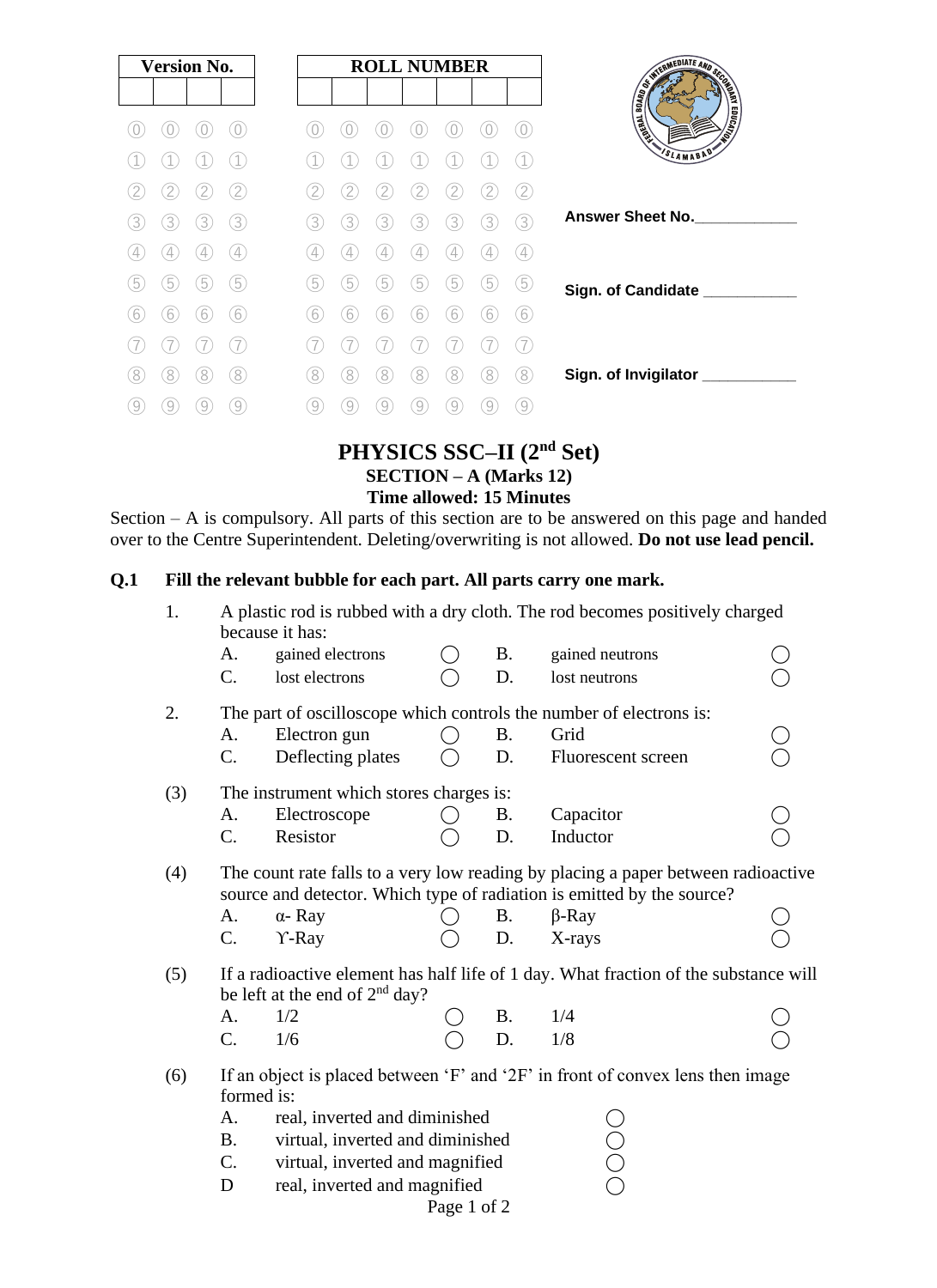| Version No. | | | |
|---|---|---|---|
| | | | |

| ROLL NUMBER | | | | | | |
|---|---|---|---|---|---|---|
| | | | | | | |

Answer Sheet No.____________

Sign. of Candidate ___________

Sign. of Invigilator ___________

# PHYSICS SSC–II (2nd Set)

## SECTION – A (Marks 12)

## Time allowed: 15 Minutes

Section – A is compulsory. All parts of this section are to be answered on this page and handed over to the Centre Superintendent. Deleting/overwriting is not allowed. **Do not use lead pencil.**

**Q.1 Fill the relevant bubble for each part. All parts carry one mark.**

1. A plastic rod is rubbed with a dry cloth. The rod becomes positively charged because it has:
   - A. gained electrons ◯
   - B. gained neutrons ◯
   - C. lost electrons ◯
   - D. lost neutrons ◯

2. The part of oscilloscope which controls the number of electrons is:
   - A. Electron gun ◯
   - B. Grid ◯
   - C. Deflecting plates ◯
   - D. Fluorescent screen ◯

(3) The instrument which stores charges is:
   - A. Electroscope ◯
   - B. Capacitor ◯
   - C. Resistor ◯
   - D. Inductor ◯

(4) The count rate falls to a very low reading by placing a paper between radioactive source and detector. Which type of radiation is emitted by the source?
   - A. $\alpha$- Ray ◯
   - B. $\beta$-Ray ◯
   - C. ϒ-Ray ◯
   - D. X-rays ◯

(5) If a radioactive element has half life of 1 day. What fraction of the substance will be left at the end of 2nd day?
   - A. 1/2 ◯
   - B. 1/4 ◯
   - C. 1/6 ◯
   - D. 1/8 ◯

(6) If an object is placed between 'F' and '2F' in front of convex lens then image formed is:
   - A. real, inverted and diminished ◯
   - B. virtual, inverted and diminished ◯
   - C. virtual, inverted and magnified ◯
   - D real, inverted and magnified ◯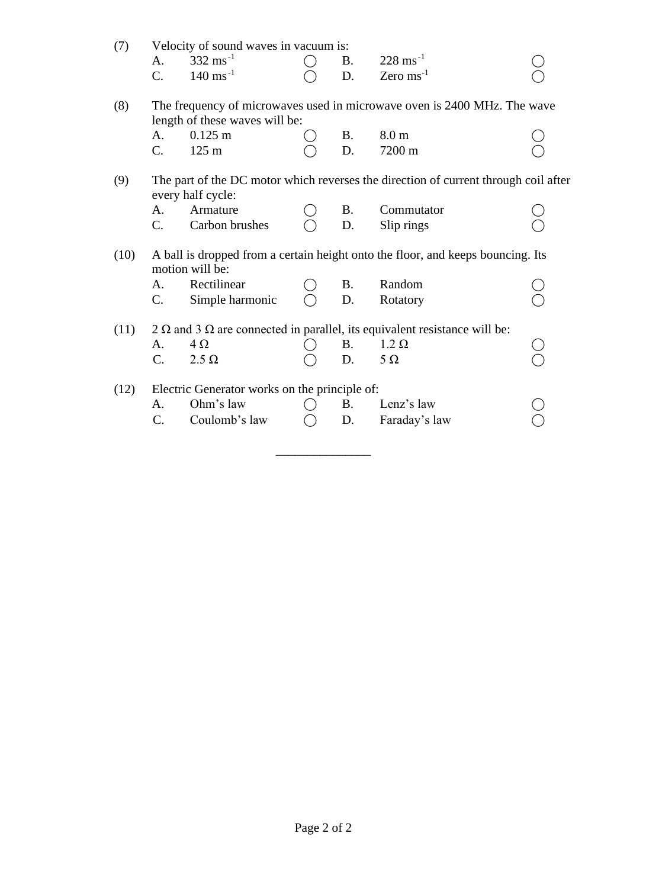(7) Velocity of sound waves in vacuum is:

| | | | | | |
|---|---|---|---|---|---|
| A. | 332 $ms^{-1}$ | ◯ | B. | 228 $ms^{-1}$ | ◯ |
| C. | 140 $ms^{-1}$ | ◯ | D. | Zero $ms^{-1}$ | ◯ |

(8) The frequency of microwaves used in microwave oven is 2400 MHz. The wave length of these waves will be:

| | | | | | |
|---|---|---|---|---|---|
| A. | 0.125 m | ◯ | B. | 8.0 m | ◯ |
| C. | 125 m | ◯ | D. | 7200 m | ◯ |

(9) The part of the DC motor which reverses the direction of current through coil after every half cycle:

| | | | | | |
|---|---|---|---|---|---|
| A. | Armature | ◯ | B. | Commutator | ◯ |
| C. | Carbon brushes | ◯ | D. | Slip rings | ◯ |

(10) A ball is dropped from a certain height onto the floor, and keeps bouncing. Its motion will be:

| | | | | | |
|---|---|---|---|---|---|
| A. | Rectilinear | ◯ | B. | Random | ◯ |
| C. | Simple harmonic | ◯ | D. | Rotatory | ◯ |

(11) 2 Ω and 3 Ω are connected in parallel, its equivalent resistance will be:

| | | | | | |
|---|---|---|---|---|---|
| A. | 4 Ω | ◯ | B. | 1.2 Ω | ◯ |
| C. | 2.5 Ω | ◯ | D. | 5 Ω | ◯ |

(12) Electric Generator works on the principle of:

| | | | | | |
|---|---|---|---|---|---|
| A. | Ohm's law | ◯ | B. | Lenz's law | ◯ |
| C. | Coulomb's law | ◯ | D. | Faraday's law | ◯ |

_______________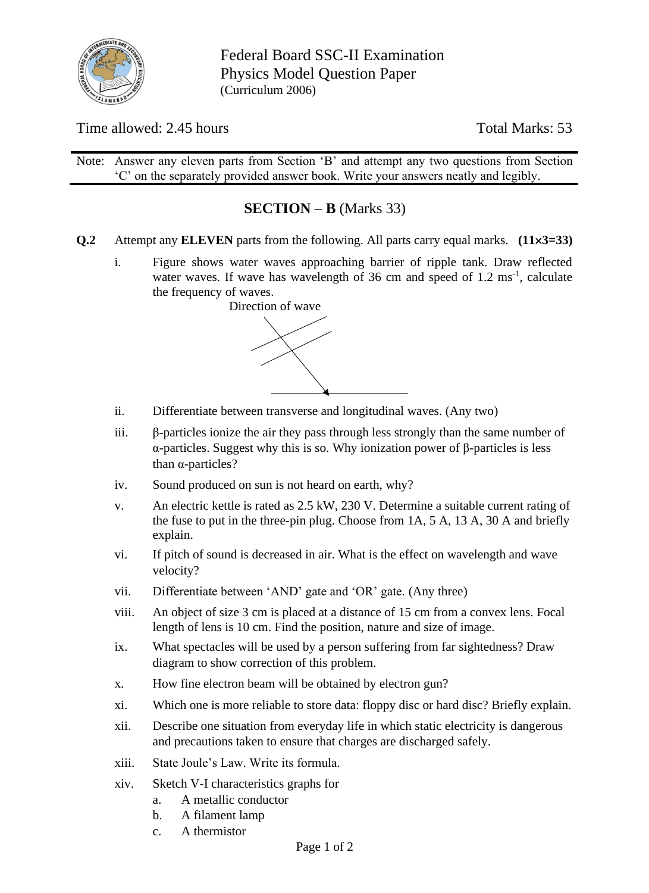Federal Board SSC-II Examination
Physics Model Question Paper
(Curriculum 2006)

Time allowed: 2.45 hours | Total Marks: 53

Note: Answer any eleven parts from Section 'B' and attempt any two questions from Section 'C' on the separately provided answer book. Write your answers neatly and legibly.

## SECTION – B (Marks 33)

**Q.2** Attempt any **ELEVEN** parts from the following. All parts carry equal marks. **(11×3=33)**

i. Figure shows water waves approaching barrier of ripple tank. Draw reflected water waves. If wave has wavelength of 36 cm and speed of 1.2 $ms^{-1}$, calculate the frequency of waves.

Direction of wave

ii. Differentiate between transverse and longitudinal waves. (Any two)

iii. β-particles ionize the air they pass through less strongly than the same number of α-particles. Suggest why this is so. Why ionization power of β-particles is less than α-particles?

iv. Sound produced on sun is not heard on earth, why?

v. An electric kettle is rated as 2.5 kW, 230 V. Determine a suitable current rating of the fuse to put in the three-pin plug. Choose from 1A, 5 A, 13 A, 30 A and briefly explain.

vi. If pitch of sound is decreased in air. What is the effect on wavelength and wave velocity?

vii. Differentiate between 'AND' gate and 'OR' gate. (Any three)

viii. An object of size 3 cm is placed at a distance of 15 cm from a convex lens. Focal length of lens is 10 cm. Find the position, nature and size of image.

ix. What spectacles will be used by a person suffering from far sightedness? Draw diagram to show correction of this problem.

x. How fine electron beam will be obtained by electron gun?

xi. Which one is more reliable to store data: floppy disc or hard disc? Briefly explain.

xii. Describe one situation from everyday life in which static electricity is dangerous and precautions taken to ensure that charges are discharged safely.

xiii. State Joule's Law. Write its formula.

xiv. Sketch V-I characteristics graphs for
   a. A metallic conductor
   b. A filament lamp
   c. A thermistor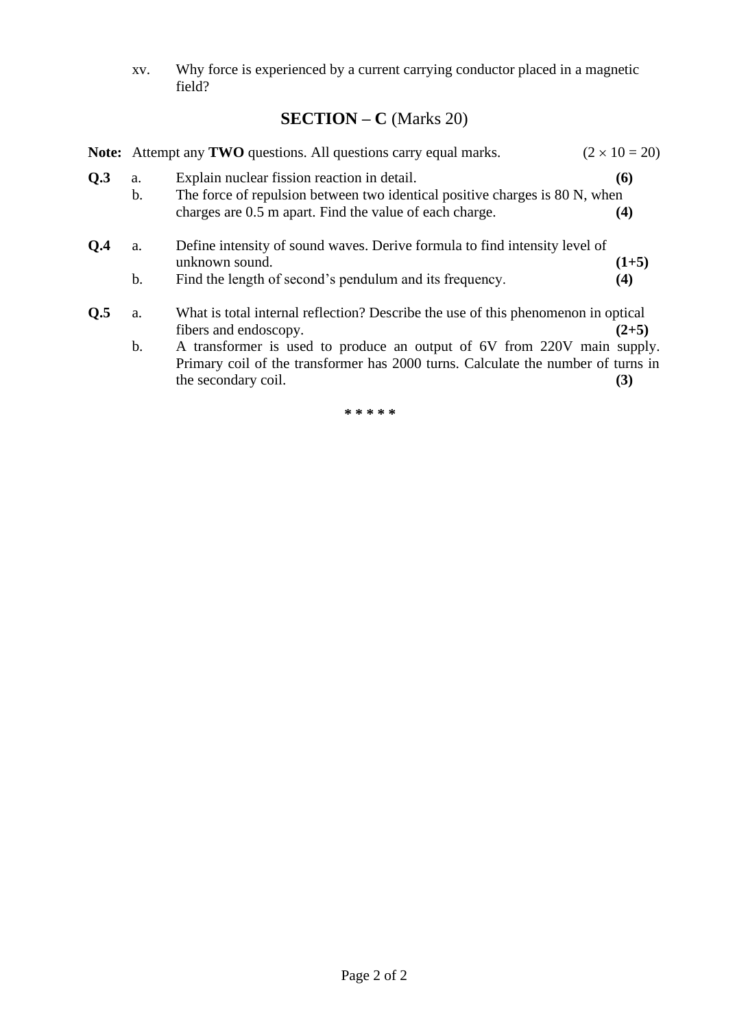xv. Why force is experienced by a current carrying conductor placed in a magnetic field?

## SECTION – C (Marks 20)

**Note:** Attempt any **TWO** questions. All questions carry equal marks. $(2 \times 10 = 20)$

**Q.3**
a. Explain nuclear fission reaction in detail. **(6)**
b. The force of repulsion between two identical positive charges is 80 N, when charges are 0.5 m apart. Find the value of each charge. **(4)**

**Q.4**
a. Define intensity of sound waves. Derive formula to find intensity level of unknown sound. **(1+5)**
b. Find the length of second's pendulum and its frequency. **(4)**

**Q.5**
a. What is total internal reflection? Describe the use of this phenomenon in optical fibers and endoscopy. **(2+5)**
b. A transformer is used to produce an output of 6V from 220V main supply. Primary coil of the transformer has 2000 turns. Calculate the number of turns in the secondary coil. **(3)**

* * * * *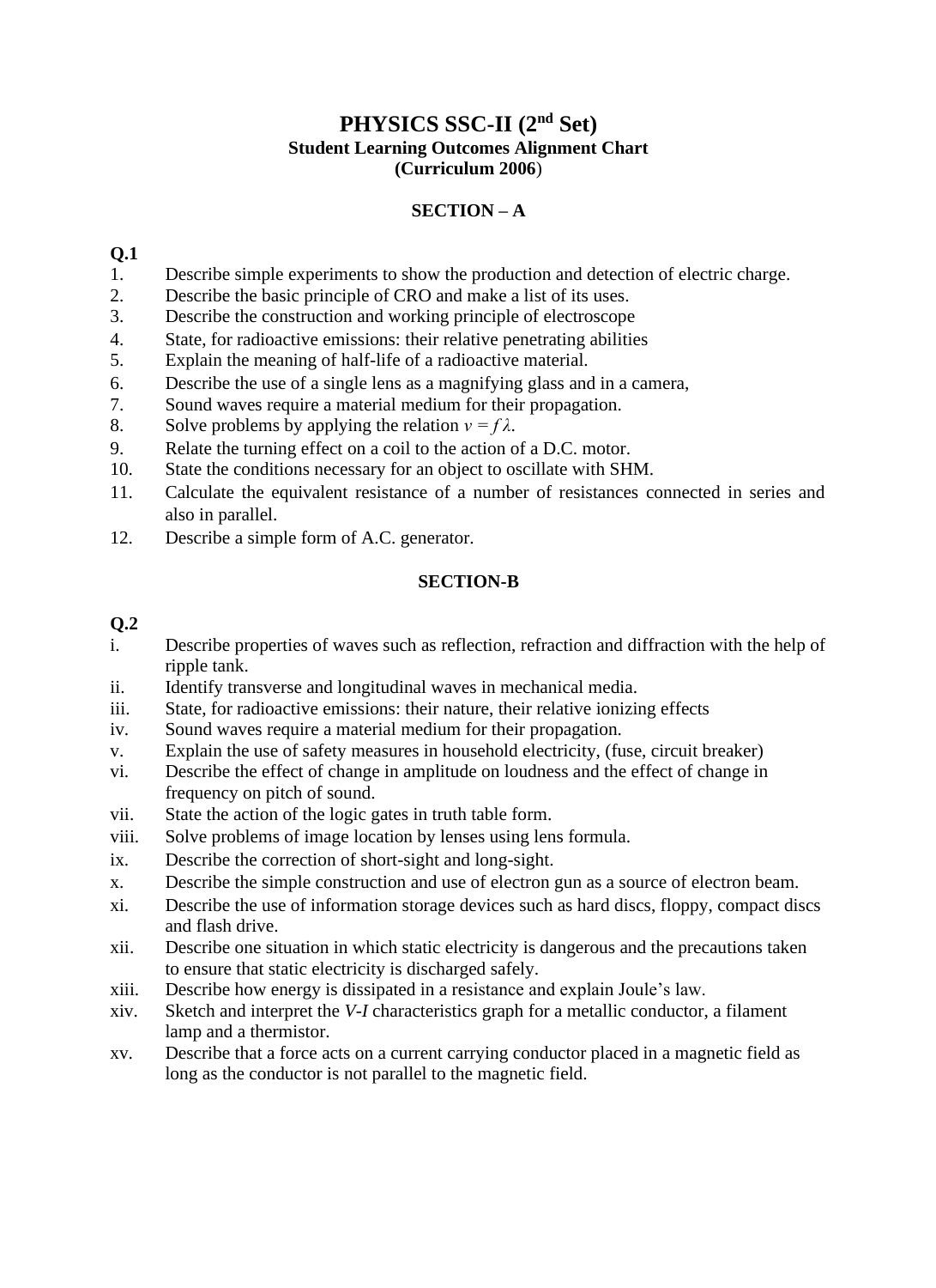# PHYSICS SSC-II (2nd Set)

## Student Learning Outcomes Alignment Chart

**(Curriculum 2006)**

### SECTION – A

**Q.1**

1. Describe simple experiments to show the production and detection of electric charge.
2. Describe the basic principle of CRO and make a list of its uses.
3. Describe the construction and working principle of electroscope
4. State, for radioactive emissions: their relative penetrating abilities
5. Explain the meaning of half-life of a radioactive material.
6. Describe the use of a single lens as a magnifying glass and in a camera,
7. Sound waves require a material medium for their propagation.
8. Solve problems by applying the relation $v = f\lambda$.
9. Relate the turning effect on a coil to the action of a D.C. motor.
10. State the conditions necessary for an object to oscillate with SHM.
11. Calculate the equivalent resistance of a number of resistances connected in series and also in parallel.
12. Describe a simple form of A.C. generator.

### SECTION-B

**Q.2**

- i. Describe properties of waves such as reflection, refraction and diffraction with the help of ripple tank.
- ii. Identify transverse and longitudinal waves in mechanical media.
- iii. State, for radioactive emissions: their nature, their relative ionizing effects
- iv. Sound waves require a material medium for their propagation.
- v. Explain the use of safety measures in household electricity, (fuse, circuit breaker)
- vi. Describe the effect of change in amplitude on loudness and the effect of change in frequency on pitch of sound.
- vii. State the action of the logic gates in truth table form.
- viii. Solve problems of image location by lenses using lens formula.
- ix. Describe the correction of short-sight and long-sight.
- x. Describe the simple construction and use of electron gun as a source of electron beam.
- xi. Describe the use of information storage devices such as hard discs, floppy, compact discs and flash drive.
- xii. Describe one situation in which static electricity is dangerous and the precautions taken to ensure that static electricity is discharged safely.
- xiii. Describe how energy is dissipated in a resistance and explain Joule's law.
- xiv. Sketch and interpret the *V-I* characteristics graph for a metallic conductor, a filament lamp and a thermistor.
- xv. Describe that a force acts on a current carrying conductor placed in a magnetic field as long as the conductor is not parallel to the magnetic field.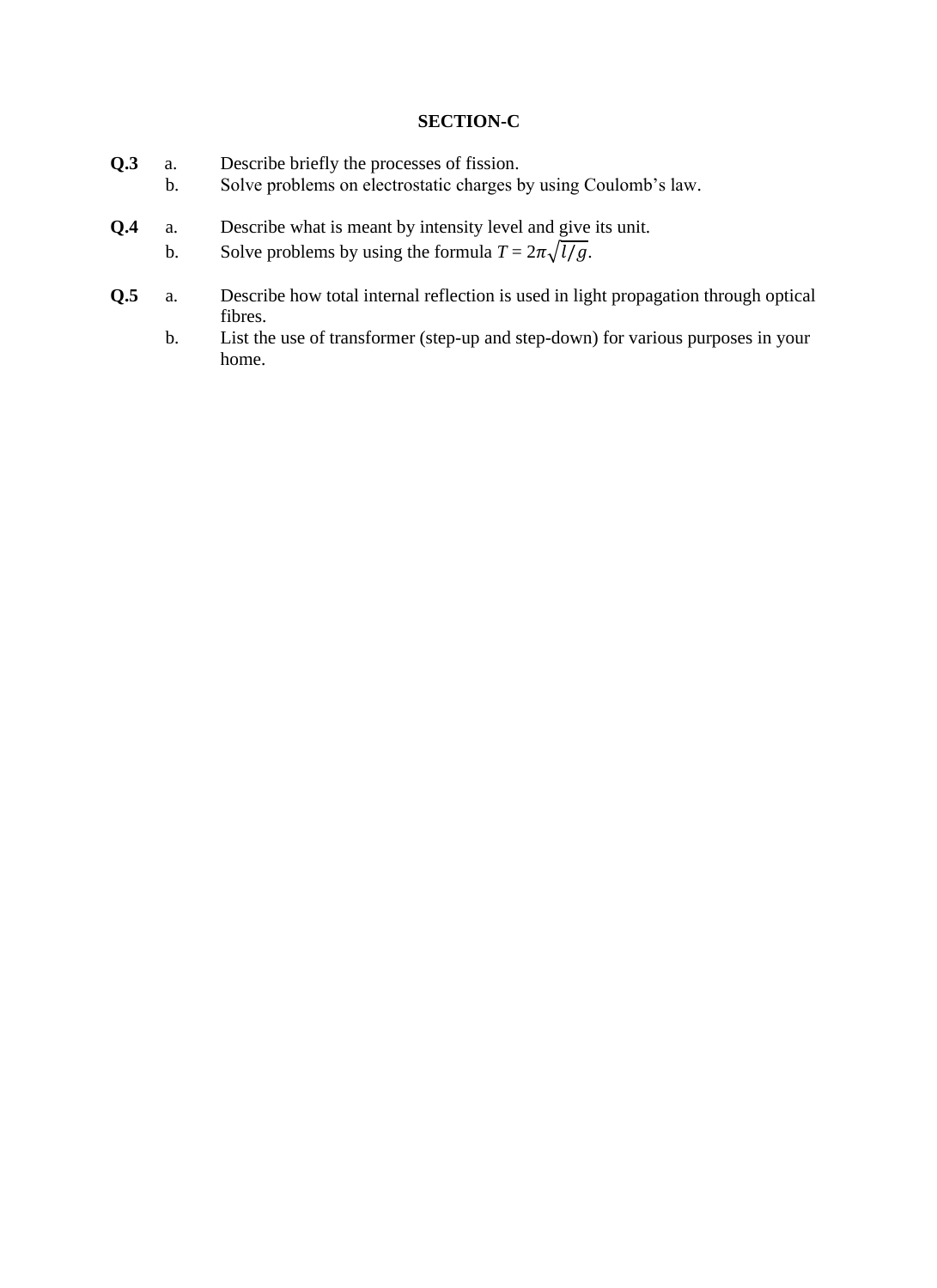## SECTION-C

**Q.3**
- a. Describe briefly the processes of fission.
- b. Solve problems on electrostatic charges by using Coulomb's law.

**Q.4**
- a. Describe what is meant by intensity level and give its unit.
- b. Solve problems by using the formula $T = 2\pi\sqrt{l/g}$.

**Q.5**
- a. Describe how total internal reflection is used in light propagation through optical fibres.
- b. List the use of transformer (step-up and step-down) for various purposes in your home.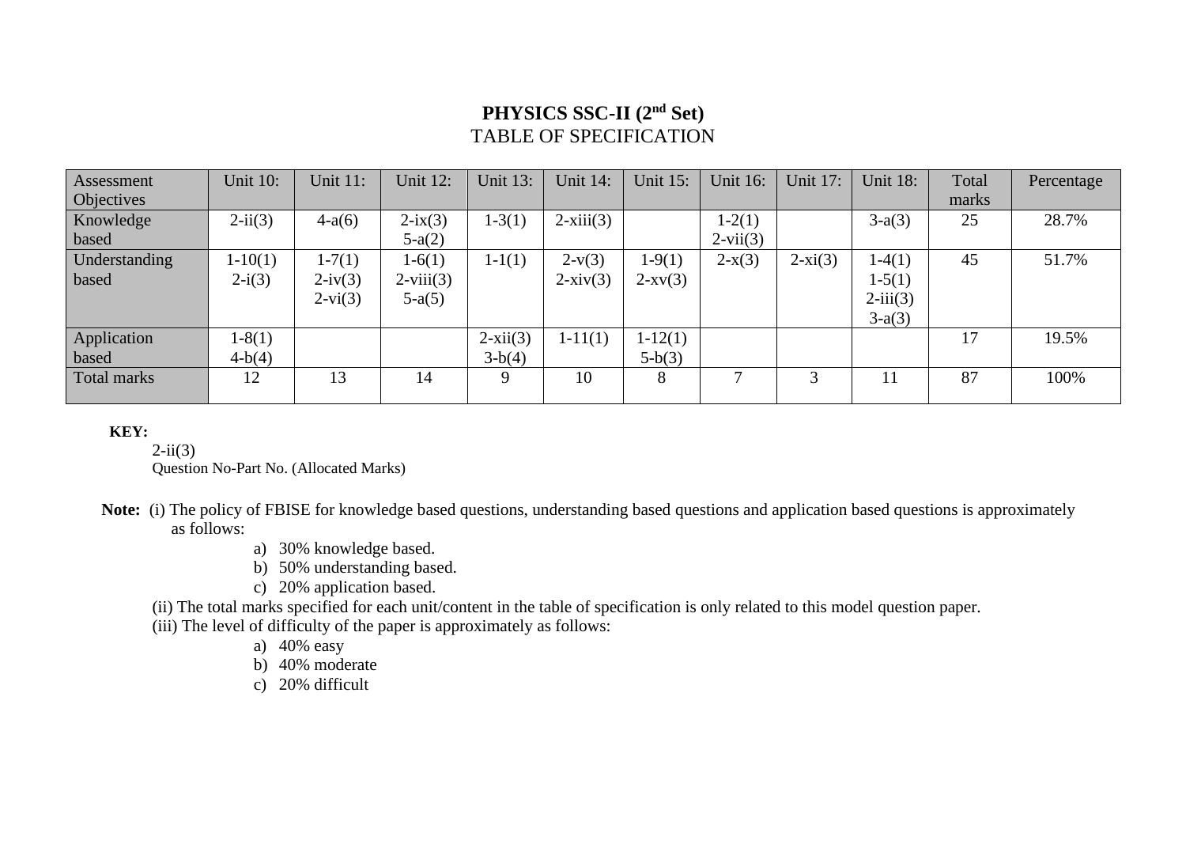**PHYSICS SSC-II (2nd Set)**
TABLE OF SPECIFICATION

| Assessment Objectives | Unit 10: | Unit 11: | Unit 12: | Unit 13: | Unit 14: | Unit 15: | Unit 16: | Unit 17: | Unit 18: | Total marks | Percentage |
|---|---|---|---|---|---|---|---|---|---|---|---|
| Knowledge based | 2-ii(3) | 4-a(6) | 2-ix(3) 5-a(2) | 1-3(1) | 2-xiii(3) | | 1-2(1) 2-vii(3) | | 3-a(3) | 25 | 28.7% |
| Understanding based | 1-10(1) 2-i(3) | 1-7(1) 2-iv(3) 2-vi(3) | 1-6(1) 2-viii(3) 5-a(5) | 1-1(1) | 2-v(3) 2-xiv(3) | 1-9(1) 2-xv(3) | 2-x(3) | 2-xi(3) | 1-4(1) 1-5(1) 2-iii(3) 3-a(3) | 45 | 51.7% |
| Application based | 1-8(1) 4-b(4) | | | 2-xii(3) 3-b(4) | 1-11(1) | 1-12(1) 5-b(3) | | | | 17 | 19.5% |
| Total marks | 12 | 13 | 14 | 9 | 10 | 8 | 7 | 3 | 11 | 87 | 100% |

**KEY:**

2-ii(3)
Question No-Part No. (Allocated Marks)

**Note:** (i) The policy of FBISE for knowledge based questions, understanding based questions and application based questions is approximately as follows:

a) 30% knowledge based.
b) 50% understanding based.
c) 20% application based.

(ii) The total marks specified for each unit/content in the table of specification is only related to this model question paper.

(iii) The level of difficulty of the paper is approximately as follows:

a) 40% easy
b) 40% moderate
c) 20% difficult